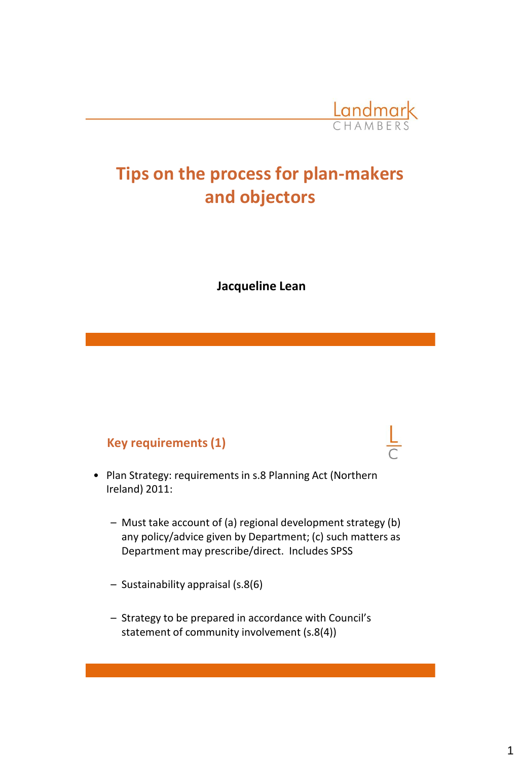Landmark CHAMBERS

# Tips on the process for plan-makers and objectors

**Jacqueline Lean**

## Key requirements (1)

- Plan Strategy: requirements in s.8 Planning Act (Northern Ireland) 2011:
  - Must take account of (a) regional development strategy (b) any policy/advice given by Department; (c) such matters as Department may prescribe/direct. Includes SPSS
  - Sustainability appraisal (s.8(6)
  - Strategy to be prepared in accordance with Council's statement of community involvement (s.8(4))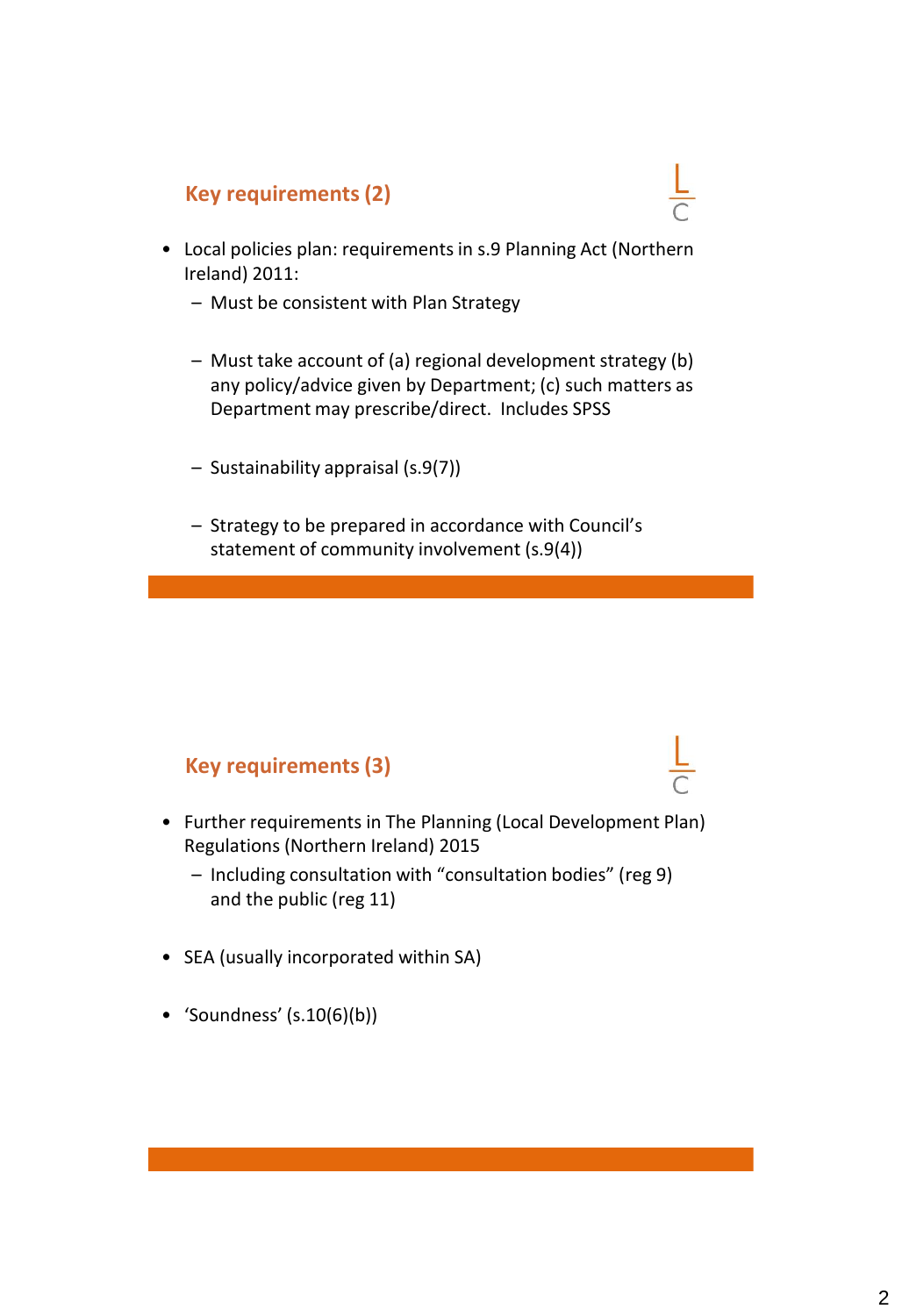## Key requirements (2)

- Local policies plan: requirements in s.9 Planning Act (Northern Ireland) 2011:
  - Must be consistent with Plan Strategy
  - Must take account of (a) regional development strategy (b) any policy/advice given by Department; (c) such matters as Department may prescribe/direct. Includes SPSS
  - Sustainability appraisal (s.9(7))
  - Strategy to be prepared in accordance with Council's statement of community involvement (s.9(4))

## Key requirements (3)

- Further requirements in The Planning (Local Development Plan) Regulations (Northern Ireland) 2015
  - Including consultation with "consultation bodies" (reg 9) and the public (reg 11)
- SEA (usually incorporated within SA)
- 'Soundness' (s.10(6)(b))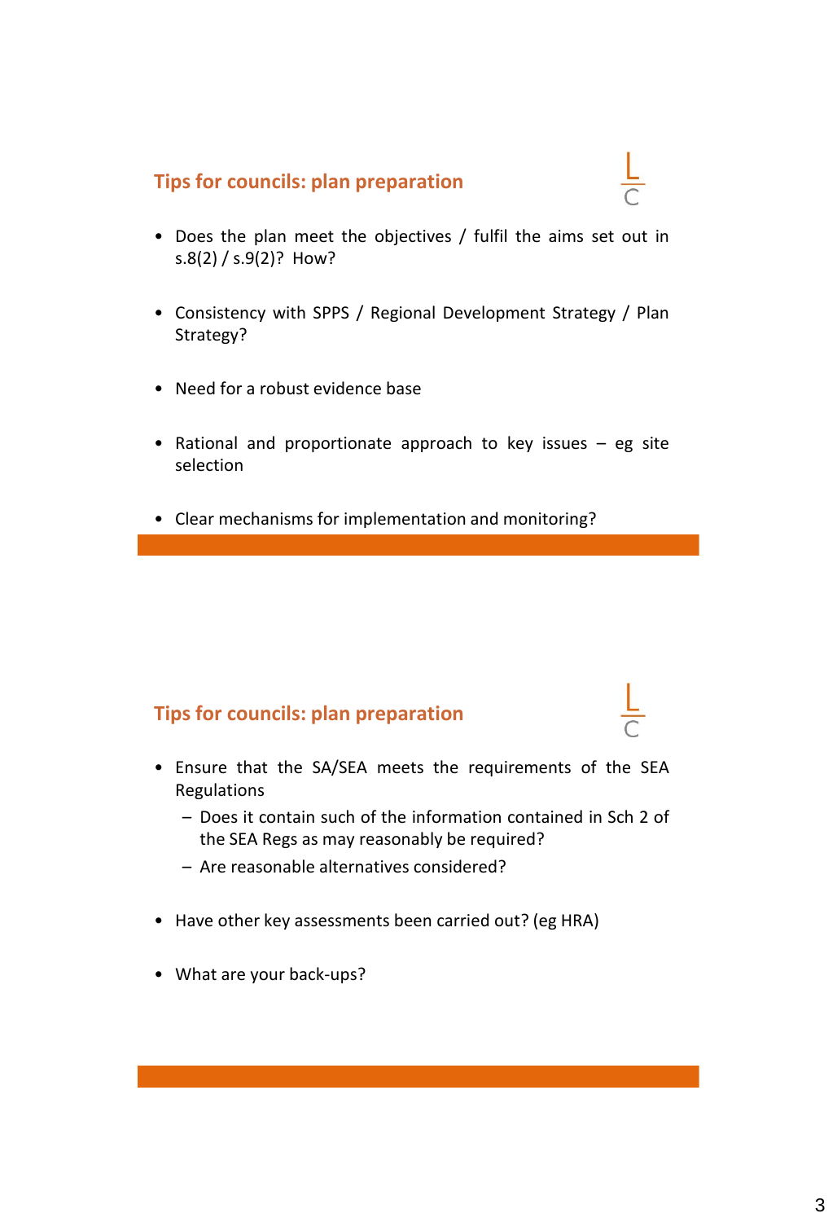## Tips for councils: plan preparation

- Does the plan meet the objectives / fulfil the aims set out in s.8(2) / s.9(2)? How?
- Consistency with SPPS / Regional Development Strategy / Plan Strategy?
- Need for a robust evidence base
- Rational and proportionate approach to key issues – eg site selection
- Clear mechanisms for implementation and monitoring?

## Tips for councils: plan preparation

- Ensure that the SA/SEA meets the requirements of the SEA Regulations
  - Does it contain such of the information contained in Sch 2 of the SEA Regs as may reasonably be required?
  - Are reasonable alternatives considered?
- Have other key assessments been carried out? (eg HRA)
- What are your back-ups?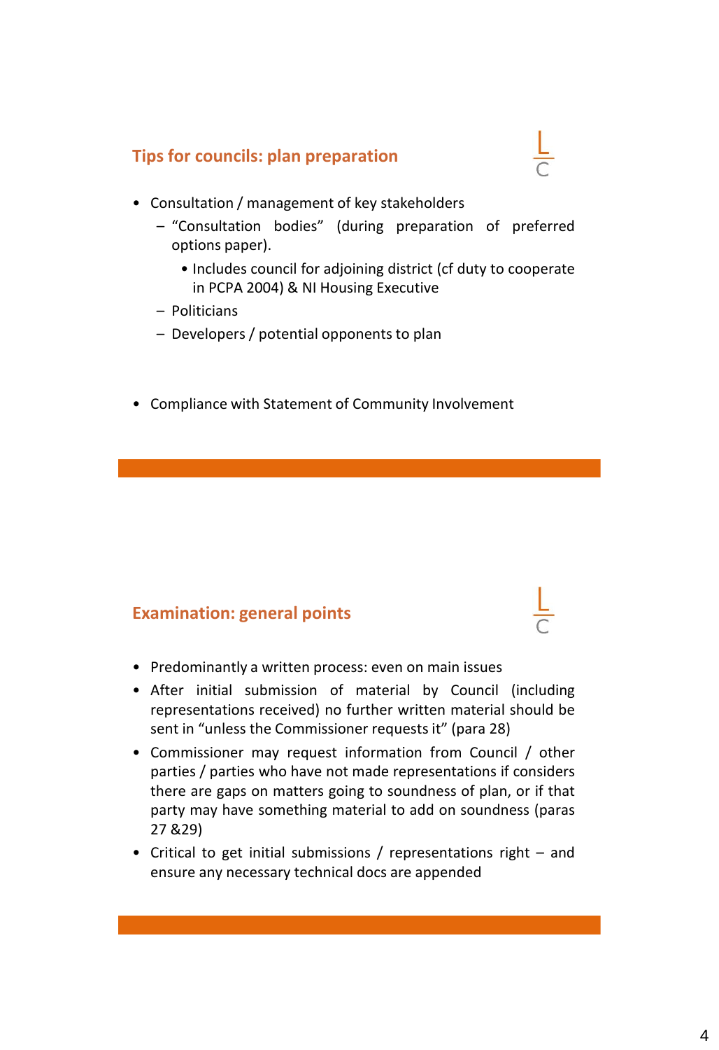## Tips for councils: plan preparation

- Consultation / management of key stakeholders
  - "Consultation bodies" (during preparation of preferred options paper).
    - Includes council for adjoining district (cf duty to cooperate in PCPA 2004) & NI Housing Executive
  - Politicians
  - Developers / potential opponents to plan

- Compliance with Statement of Community Involvement

## Examination: general points

- Predominantly a written process: even on main issues
- After initial submission of material by Council (including representations received) no further written material should be sent in "unless the Commissioner requests it" (para 28)
- Commissioner may request information from Council / other parties / parties who have not made representations if considers there are gaps on matters going to soundness of plan, or if that party may have something material to add on soundness (paras 27 &29)
- Critical to get initial submissions / representations right – and ensure any necessary technical docs are appended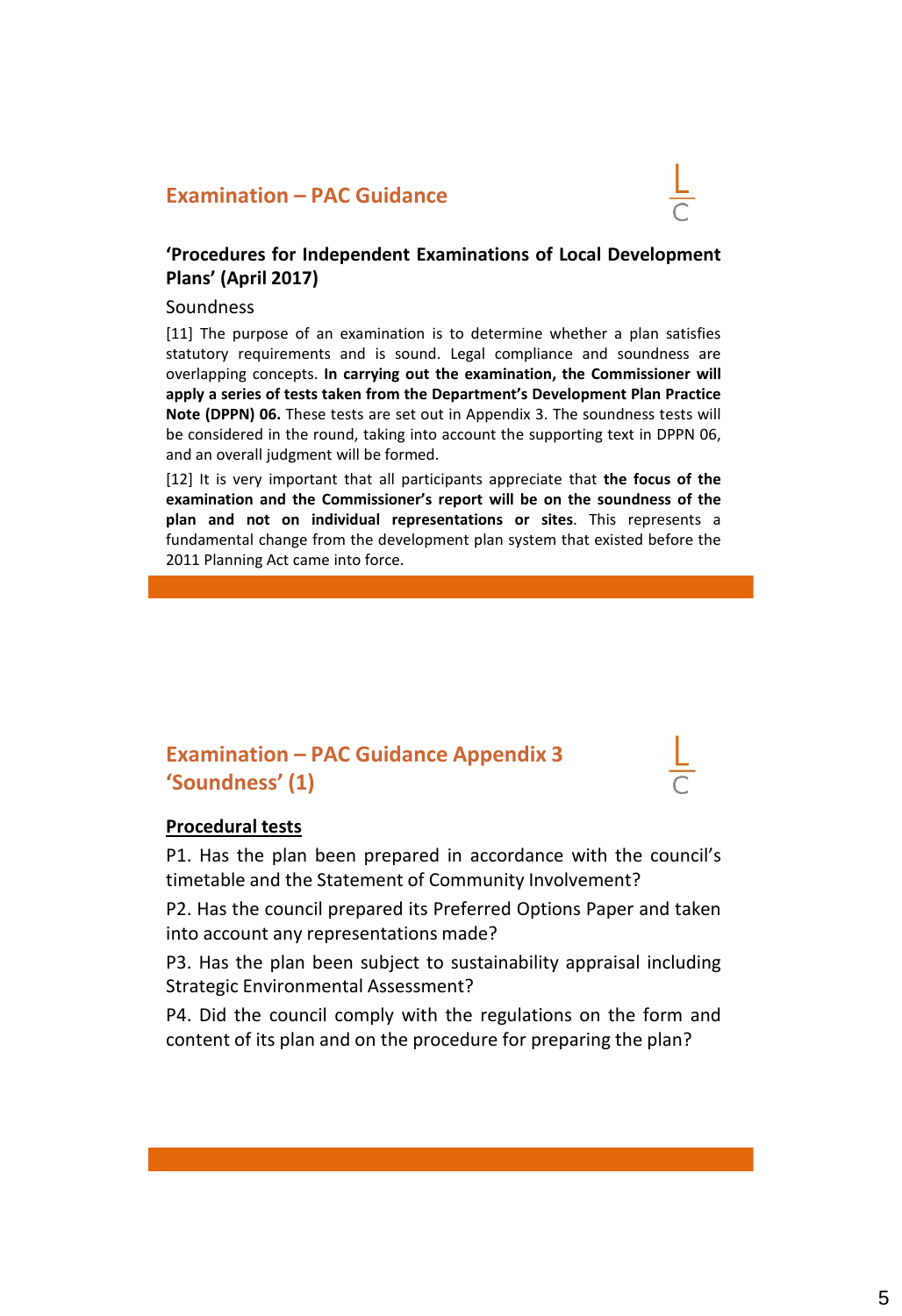## Examination – PAC Guidance

**'Procedures for Independent Examinations of Local Development Plans' (April 2017)**

Soundness

[11] The purpose of an examination is to determine whether a plan satisfies statutory requirements and is sound. Legal compliance and soundness are overlapping concepts. **In carrying out the examination, the Commissioner will apply a series of tests taken from the Department's Development Plan Practice Note (DPPN) 06.** These tests are set out in Appendix 3. The soundness tests will be considered in the round, taking into account the supporting text in DPPN 06, and an overall judgment will be formed.

[12] It is very important that all participants appreciate that **the focus of the examination and the Commissioner's report will be on the soundness of the plan and not on individual representations or sites**. This represents a fundamental change from the development plan system that existed before the 2011 Planning Act came into force.

## Examination – PAC Guidance Appendix 3 'Soundness' (1)

**Procedural tests**

P1. Has the plan been prepared in accordance with the council's timetable and the Statement of Community Involvement?

P2. Has the council prepared its Preferred Options Paper and taken into account any representations made?

P3. Has the plan been subject to sustainability appraisal including Strategic Environmental Assessment?

P4. Did the council comply with the regulations on the form and content of its plan and on the procedure for preparing the plan?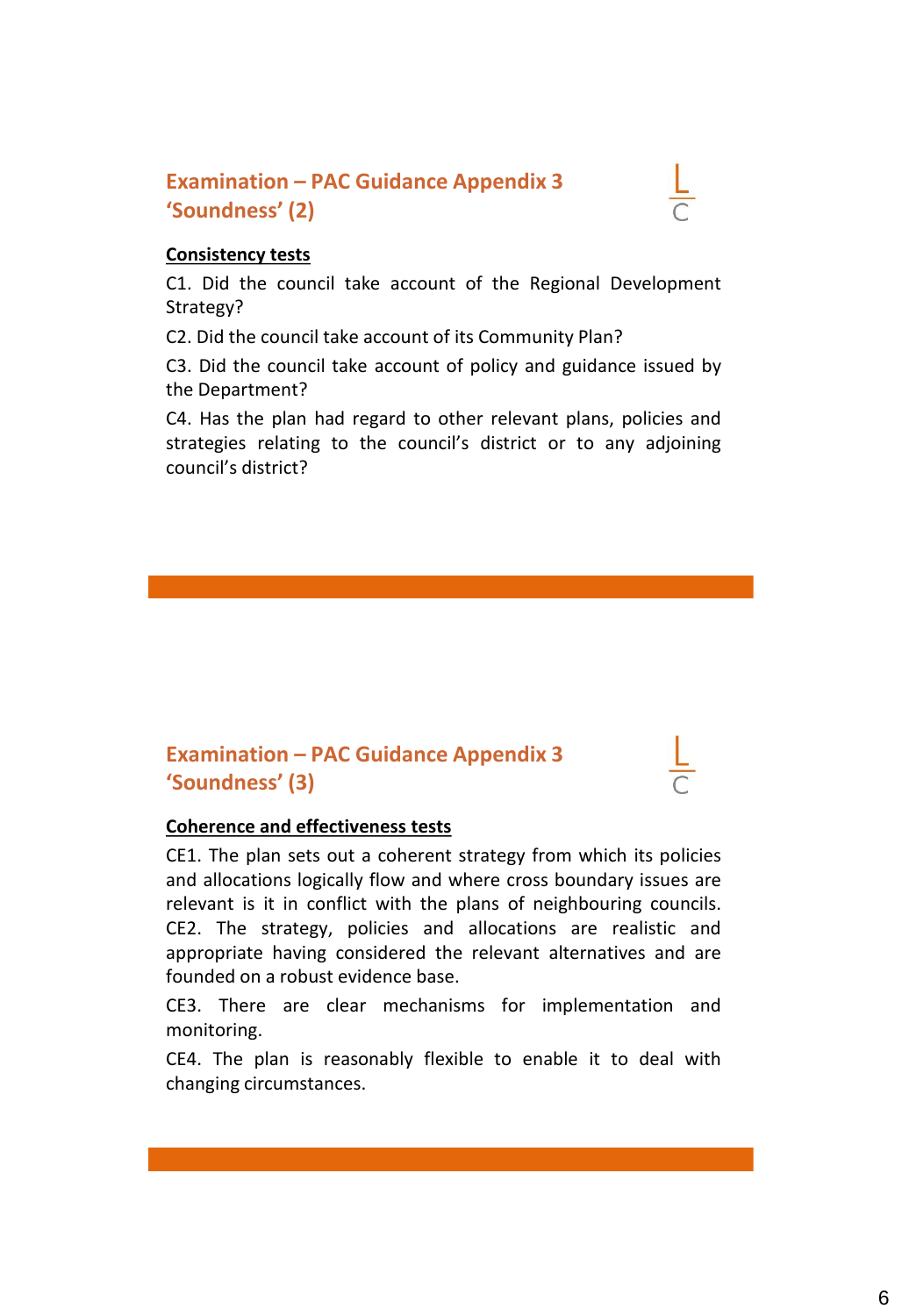## Examination – PAC Guidance Appendix 3 'Soundness' (2)

**Consistency tests**

C1. Did the council take account of the Regional Development Strategy?

C2. Did the council take account of its Community Plan?

C3. Did the council take account of policy and guidance issued by the Department?

C4. Has the plan had regard to other relevant plans, policies and strategies relating to the council's district or to any adjoining council's district?

## Examination – PAC Guidance Appendix 3 'Soundness' (3)

**Coherence and effectiveness tests**

CE1. The plan sets out a coherent strategy from which its policies and allocations logically flow and where cross boundary issues are relevant is it in conflict with the plans of neighbouring councils.
CE2. The strategy, policies and allocations are realistic and appropriate having considered the relevant alternatives and are founded on a robust evidence base.

CE3. There are clear mechanisms for implementation and monitoring.

CE4. The plan is reasonably flexible to enable it to deal with changing circumstances.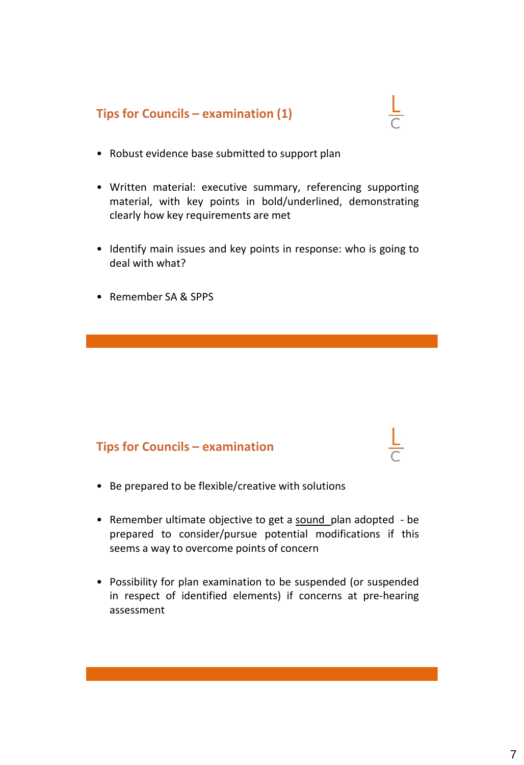## Tips for Councils – examination (1)

- Robust evidence base submitted to support plan
- Written material: executive summary, referencing supporting material, with key points in bold/underlined, demonstrating clearly how key requirements are met
- Identify main issues and key points in response: who is going to deal with what?
- Remember SA & SPPS

## Tips for Councils – examination

- Be prepared to be flexible/creative with solutions
- Remember ultimate objective to get a <u>sound</u> plan adopted - be prepared to consider/pursue potential modifications if this seems a way to overcome points of concern
- Possibility for plan examination to be suspended (or suspended in respect of identified elements) if concerns at pre-hearing assessment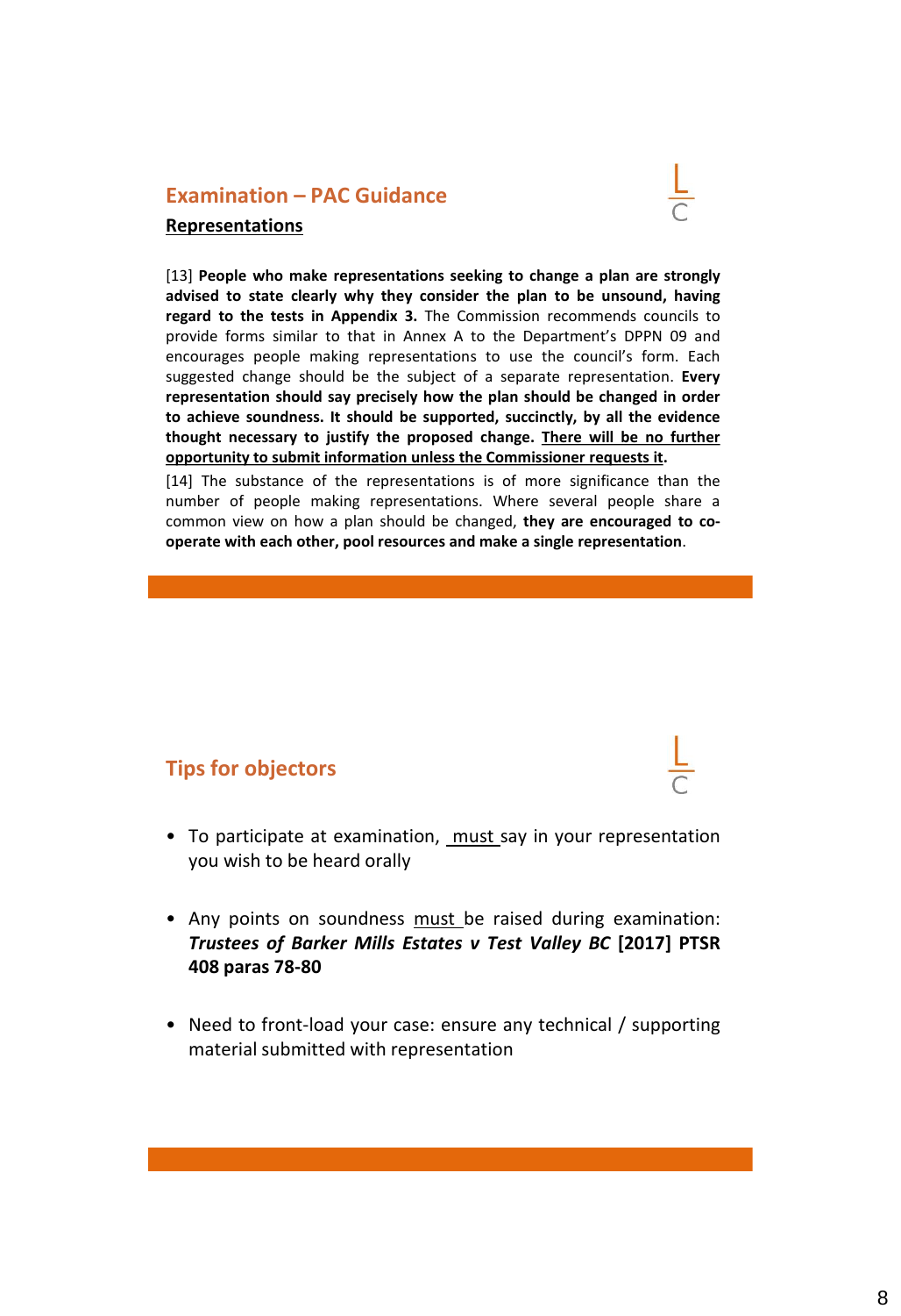## Examination – PAC Guidance

**Representations**

[13] **People who make representations seeking to change a plan are strongly advised to state clearly why they consider the plan to be unsound, having regard to the tests in Appendix 3.** The Commission recommends councils to provide forms similar to that in Annex A to the Department's DPPN 09 and encourages people making representations to use the council's form. Each suggested change should be the subject of a separate representation. **Every representation should say precisely how the plan should be changed in order to achieve soundness. It should be supported, succinctly, by all the evidence thought necessary to justify the proposed change. There will be no further opportunity to submit information unless the Commissioner requests it.**

[14] The substance of the representations is of more significance than the number of people making representations. Where several people share a common view on how a plan should be changed, **they are encouraged to co-operate with each other, pool resources and make a single representation**.

## Tips for objectors

- To participate at examination, must say in your representation you wish to be heard orally
- Any points on soundness must be raised during examination: ***Trustees of Barker Mills Estates v Test Valley BC*** **[2017] PTSR 408 paras 78-80**
- Need to front-load your case: ensure any technical / supporting material submitted with representation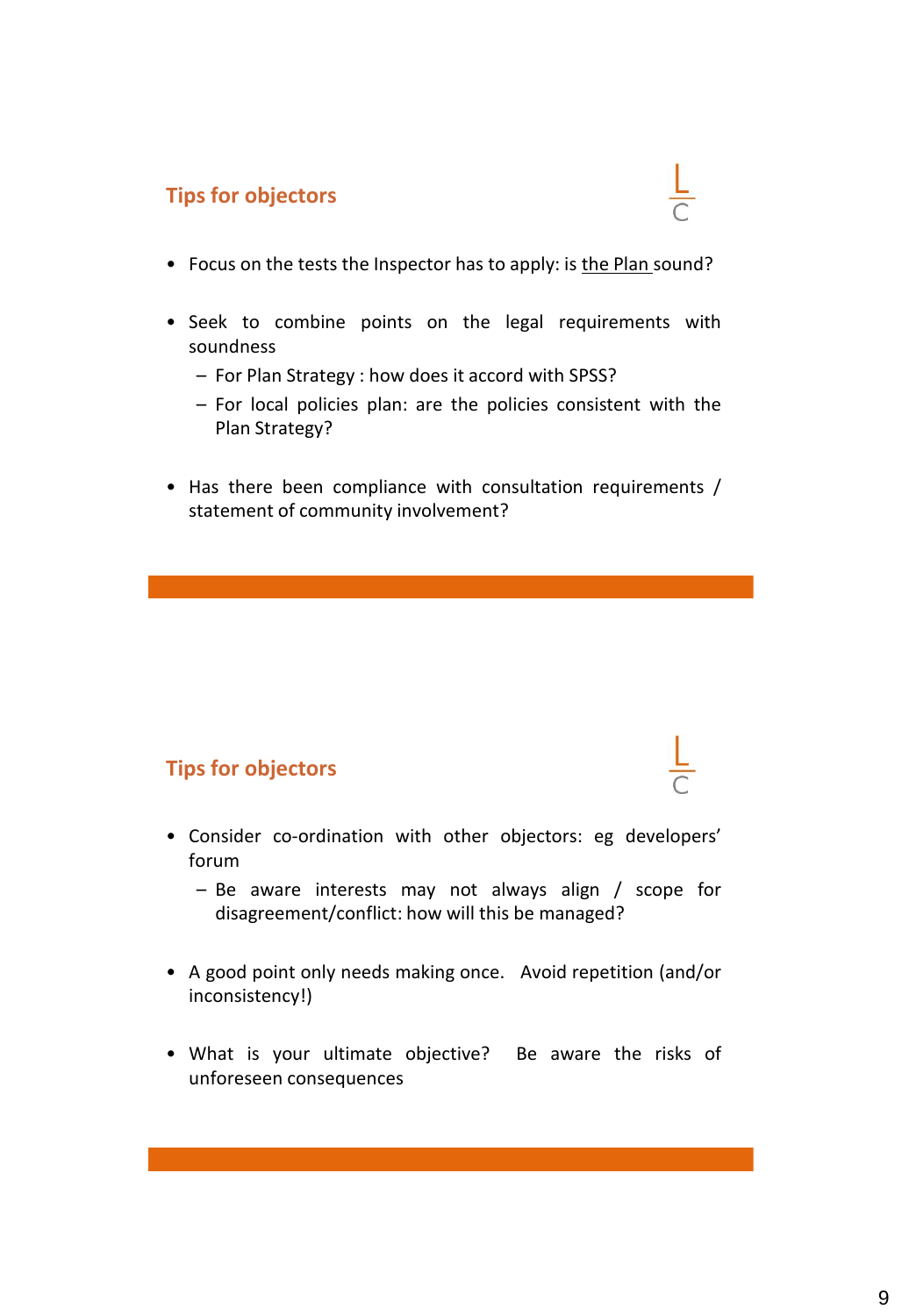## Tips for objectors

- Focus on the tests the Inspector has to apply: is the Plan sound?
- Seek to combine points on the legal requirements with soundness
  - For Plan Strategy : how does it accord with SPSS?
  - For local policies plan: are the policies consistent with the Plan Strategy?
- Has there been compliance with consultation requirements / statement of community involvement?

## Tips for objectors

- Consider co-ordination with other objectors: eg developers' forum
  - Be aware interests may not always align / scope for disagreement/conflict: how will this be managed?
- A good point only needs making once. Avoid repetition (and/or inconsistency!)
- What is your ultimate objective? Be aware the risks of unforeseen consequences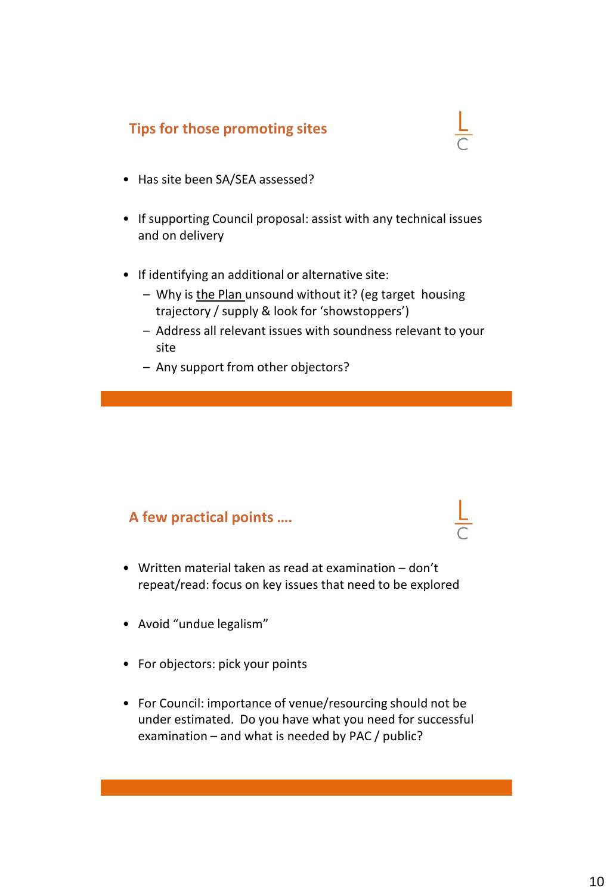## Tips for those promoting sites

- Has site been SA/SEA assessed?
- If supporting Council proposal: assist with any technical issues and on delivery
- If identifying an additional or alternative site:
  - Why is the Plan unsound without it? (eg target housing trajectory / supply & look for 'showstoppers')
  - Address all relevant issues with soundness relevant to your site
  - Any support from other objectors?

## A few practical points ….

- Written material taken as read at examination – don't repeat/read: focus on key issues that need to be explored
- Avoid "undue legalism"
- For objectors: pick your points
- For Council: importance of venue/resourcing should not be under estimated. Do you have what you need for successful examination – and what is needed by PAC / public?